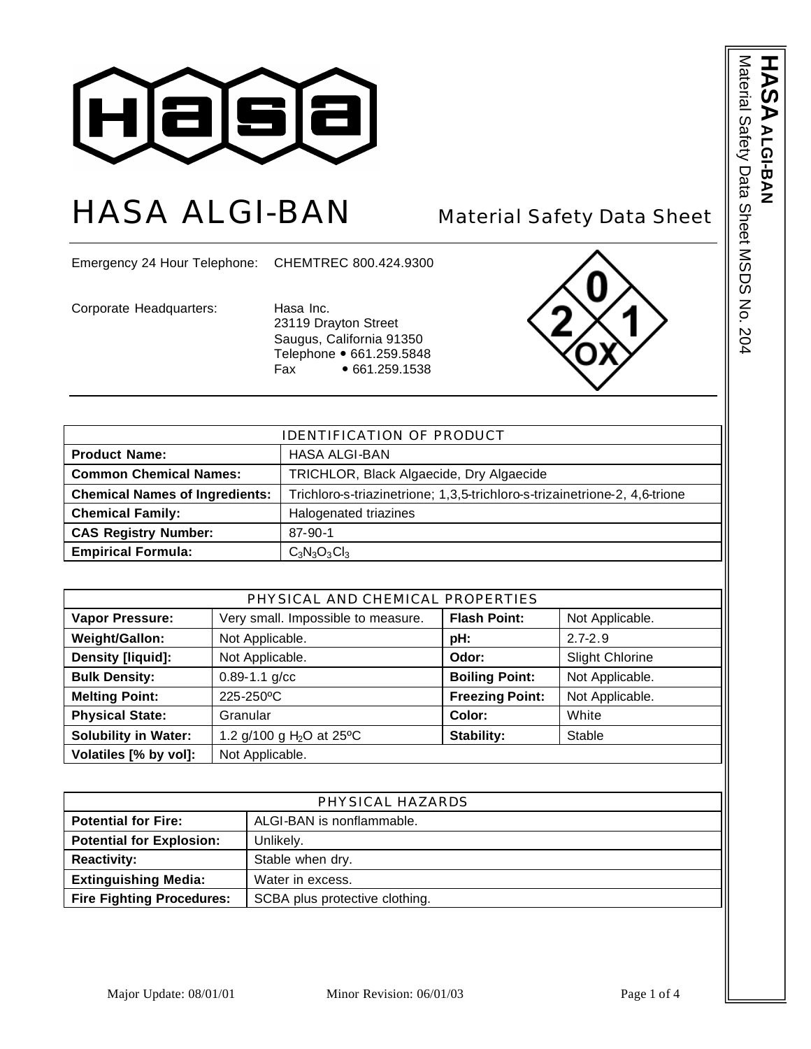# HASA ALGI-BAN

## Material Safety Data Sheet

Emergency 24 Hour Telephone: CHEMTREC 800.424.9300

Corporate Headquarters: Hasa Inc.
23119 Drayton Street
Saugus, California 91350
Telephone • 661.259.5848
Fax • 661.259.1538

| IDENTIFICATION OF PRODUCT | |
|---|---|
| **Product Name:** | HASA ALGI-BAN |
| **Common Chemical Names:** | TRICHLOR, Black Algaecide, Dry Algaecide |
| **Chemical Names of Ingredients:** | Trichloro-s-triazinetrione; 1,3,5-trichloro-s-trizainetrione-2, 4,6-trione |
| **Chemical Family:** | Halogenated triazines |
| **CAS Registry Number:** | 87-90-1 |
| **Empirical Formula:** | $C_3N_3O_3Cl_3$ |

| PHYSICAL AND CHEMICAL PROPERTIES | | | |
|---|---|---|---|
| **Vapor Pressure:** | Very small. Impossible to measure. | **Flash Point:** | Not Applicable. |
| **Weight/Gallon:** | Not Applicable. | **pH:** | 2.7-2.9 |
| **Density [liquid]:** | Not Applicable. | **Odor:** | Slight Chlorine |
| **Bulk Density:** | 0.89-1.1 g/cc | **Boiling Point:** | Not Applicable. |
| **Melting Point:** | 225-250ºC | **Freezing Point:** | Not Applicable. |
| **Physical State:** | Granular | **Color:** | White |
| **Solubility in Water:** | 1.2 g/100 g $H_2O$ at 25ºC | **Stability:** | Stable |
| **Volatiles [% by vol]:** | Not Applicable. | | |

| PHYSICAL HAZARDS | |
|---|---|
| **Potential for Fire:** | ALGI-BAN is nonflammable. |
| **Potential for Explosion:** | Unlikely. |
| **Reactivity:** | Stable when dry. |
| **Extinguishing Media:** | Water in excess. |
| **Fire Fighting Procedures:** | SCBA plus protective clothing. |

Major Update: 08/01/01 Minor Revision: 06/01/03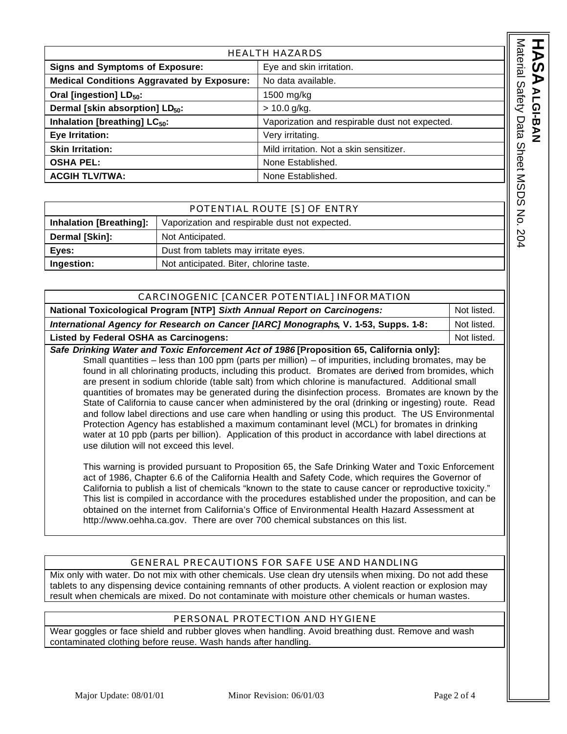| HEALTH HAZARDS | |
|---|---|
| **Signs and Symptoms of Exposure:** | Eye and skin irritation. |
| **Medical Conditions Aggravated by Exposure:** | No data available. |
| **Oral [ingestion] $LD_{50}$:** | 1500 mg/kg |
| **Dermal [skin absorption] $LD_{50}$:** | > 10.0 g/kg. |
| **Inhalation [breathing] $LC_{50}$:** | Vaporization and respirable dust not expected. |
| **Eye Irritation:** | Very irritating. |
| **Skin Irritation:** | Mild irritation. Not a skin sensitizer. |
| **OSHA PEL:** | None Established. |
| **ACGIH TLV/TWA:** | None Established. |

| POTENTIAL ROUTE [S] OF ENTRY | |
|---|---|
| **Inhalation [Breathing]:** | Vaporization and respirable dust not expected. |
| **Dermal [Skin]:** | Not Anticipated. |
| **Eyes:** | Dust from tablets may irritate eyes. |
| **Ingestion:** | Not anticipated. Biter, chlorine taste. |

| CARCINOGENIC [CANCER POTENTIAL] INFORMATION | |
|---|---|
| **National Toxicological Program [NTP]** ***Sixth Annual Report on Carcinogens:*** | Not listed. |
| ***International Agency for Research on Cancer [IARC] Monographs*****, V. 1-53, Supps. 1-8:** | Not listed. |
| **Listed by Federal OSHA as Carcinogens:** | Not listed. |

***Safe Drinking Water and Toxic Enforcement Act of 1986*** **[Proposition 65, California only]:**

Small quantities – less than 100 ppm (parts per million) – of impurities, including bromates, may be found in all chlorinating products, including this product. Bromates are derived from bromides, which are present in sodium chloride (table salt) from which chlorine is manufactured. Additional small quantities of bromates may be generated during the disinfection process. Bromates are known by the State of California to cause cancer when administered by the oral (drinking or ingesting) route. Read and follow label directions and use care when handling or using this product. The US Environmental Protection Agency has established a maximum contaminant level (MCL) for bromates in drinking water at 10 ppb (parts per billion). Application of this product in accordance with label directions at use dilution will not exceed this level.

This warning is provided pursuant to Proposition 65, the Safe Drinking Water and Toxic Enforcement act of 1986, Chapter 6.6 of the California Health and Safety Code, which requires the Governor of California to publish a list of chemicals "known to the state to cause cancer or reproductive toxicity." This list is compiled in accordance with the procedures established under the proposition, and can be obtained on the internet from California's Office of Environmental Health Hazard Assessment at http://www.oehha.ca.gov. There are over 700 chemical substances on this list.

## GENERAL PRECAUTIONS FOR SAFE USE AND HANDLING

Mix only with water. Do not mix with other chemicals. Use clean dry utensils when mixing. Do not add these tablets to any dispensing device containing remnants of other products. A violent reaction or explosion may result when chemicals are mixed. Do not contaminate with moisture other chemicals or human wastes.

## PERSONAL PROTECTION AND HYGIENE

Wear goggles or face shield and rubber gloves when handling. Avoid breathing dust. Remove and wash contaminated clothing before reuse. Wash hands after handling.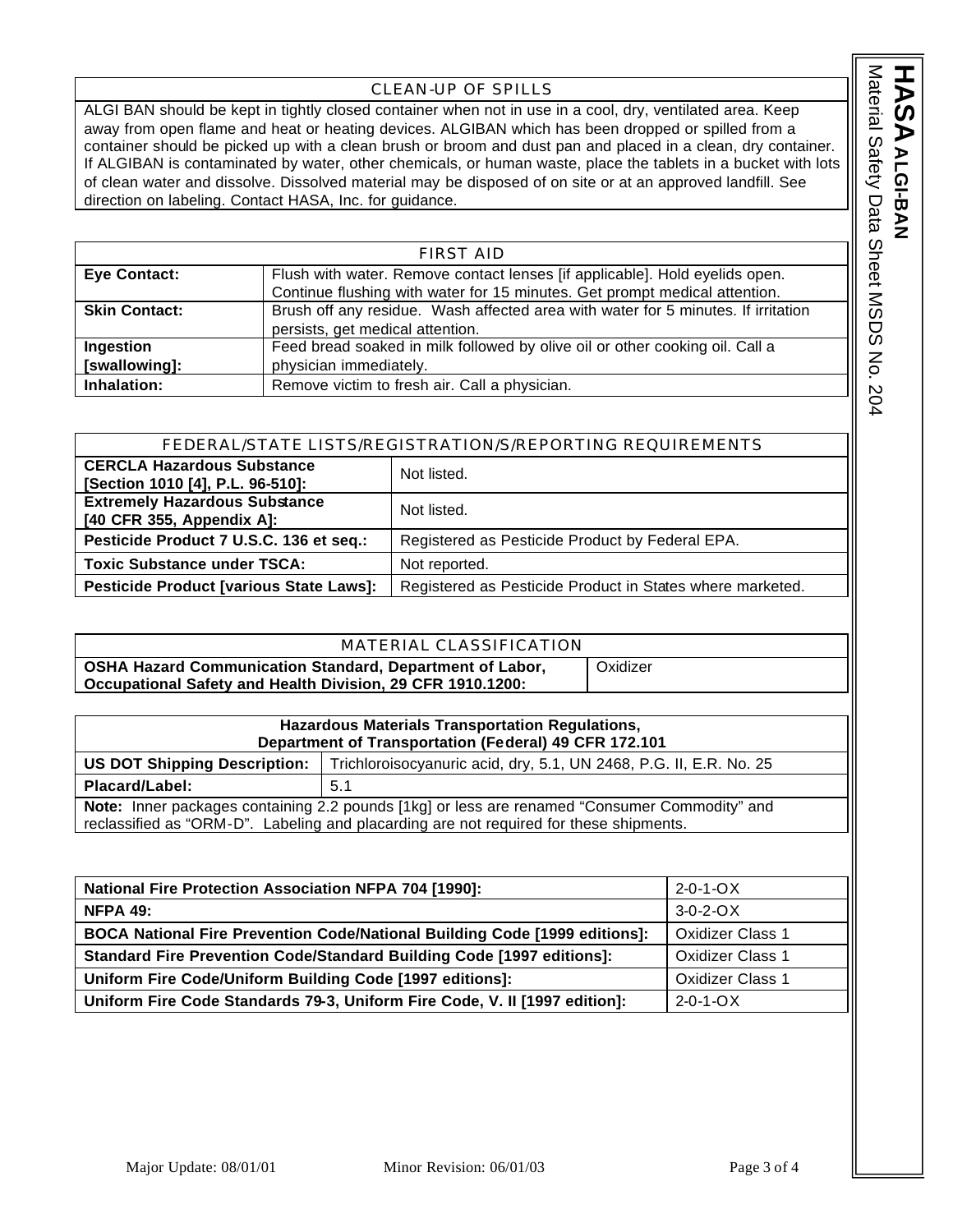## CLEAN-UP OF SPILLS

ALGI BAN should be kept in tightly closed container when not in use in a cool, dry, ventilated area. Keep away from open flame and heat or heating devices. ALGIBAN which has been dropped or spilled from a container should be picked up with a clean brush or broom and dust pan and placed in a clean, dry container. If ALGIBAN is contaminated by water, other chemicals, or human waste, place the tablets in a bucket with lots of clean water and dissolve. Dissolved material may be disposed of on site or at an approved landfill. See direction on labeling. Contact HASA, Inc. for guidance.

## FIRST AID

| | |
|---|---|
| **Eye Contact:** | Flush with water. Remove contact lenses [if applicable]. Hold eyelids open. Continue flushing with water for 15 minutes. Get prompt medical attention. |
| **Skin Contact:** | Brush off any residue. Wash affected area with water for 5 minutes. If irritation persists, get medical attention. |
| **Ingestion [swallowing]:** | Feed bread soaked in milk followed by olive oil or other cooking oil. Call a physician immediately. |
| **Inhalation:** | Remove victim to fresh air. Call a physician. |

## FEDERAL/STATE LISTS/REGISTRATION/S/REPORTING REQUIREMENTS

| | |
|---|---|
| **CERCLA Hazardous Substance [Section 1010 [4], P.L. 96-510]:** | Not listed. |
| **Extremely Hazardous Substance [40 CFR 355, Appendix A]:** | Not listed. |
| **Pesticide Product 7 U.S.C. 136 et seq.:** | Registered as Pesticide Product by Federal EPA. |
| **Toxic Substance under TSCA:** | Not reported. |
| **Pesticide Product [various State Laws]:** | Registered as Pesticide Product in States where marketed. |

## MATERIAL CLASSIFICATION

| | |
|---|---|
| **OSHA Hazard Communication Standard, Department of Labor, Occupational Safety and Health Division, 29 CFR 1910.1200:** | Oxidizer |

### Hazardous Materials Transportation Regulations, Department of Transportation (Federal) 49 CFR 172.101

| | |
|---|---|
| **US DOT Shipping Description:** | Trichloroisocyanuric acid, dry, 5.1, UN 2468, P.G. II, E.R. No. 25 |
| **Placard/Label:** | 5.1 |

**Note:** Inner packages containing 2.2 pounds [1kg] or less are renamed “Consumer Commodity” and reclassified as “ORM-D”. Labeling and placarding are not required for these shipments.

| | |
|---|---|
| **National Fire Protection Association NFPA 704 [1990]:** | 2-0-1-OX |
| **NFPA 49:** | 3-0-2-OX |
| **BOCA National Fire Prevention Code/National Building Code [1999 editions]:** | Oxidizer Class 1 |
| **Standard Fire Prevention Code/Standard Building Code [1997 editions]:** | Oxidizer Class 1 |
| **Uniform Fire Code/Uniform Building Code [1997 editions]:** | Oxidizer Class 1 |
| **Uniform Fire Code Standards 79-3, Uniform Fire Code, V. II [1997 edition]:** | 2-0-1-OX |

Major Update: 08/01/01 Minor Revision: 06/01/03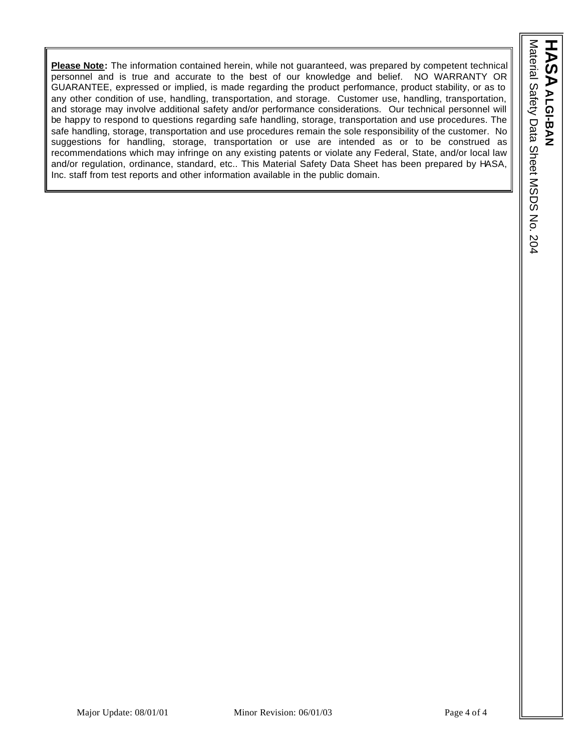**Please Note:** The information contained herein, while not guaranteed, was prepared by competent technical personnel and is true and accurate to the best of our knowledge and belief. NO WARRANTY OR GUARANTEE, expressed or implied, is made regarding the product performance, product stability, or as to any other condition of use, handling, transportation, and storage. Customer use, handling, transportation, and storage may involve additional safety and/or performance considerations. Our technical personnel will be happy to respond to questions regarding safe handling, storage, transportation and use procedures. The safe handling, storage, transportation and use procedures remain the sole responsibility of the customer. No suggestions for handling, storage, transportation or use are intended as or to be construed as recommendations which may infringe on any existing patents or violate any Federal, State, and/or local law and/or regulation, ordinance, standard, etc.. This Material Safety Data Sheet has been prepared by HASA, Inc. staff from test reports and other information available in the public domain.